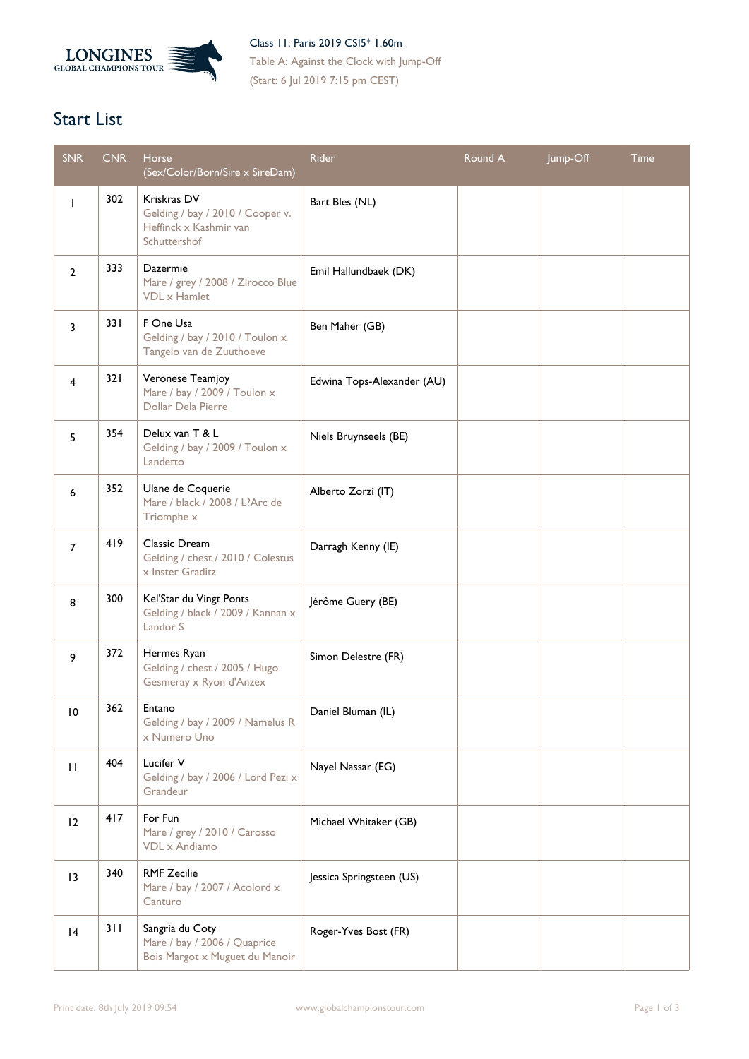Class 11: Paris 2019 CSI5* 1.60m

Table A: Against the Clock with Jump-Off

(Start: 6 Jul 2019 7:15 pm CEST)

# Start List

| SNR | CNR | Horse (Sex/Color/Born/Sire x SireDam) | Rider | Round A | Jump-Off | Time |
|---|---|---|---|---|---|---|
| 1 | 302 | Kriskras DV<br>Gelding / bay / 2010 / Cooper v. Heffinck x Kashmir van Schuttershof | Bart Bles (NL) | | | |
| 2 | 333 | Dazermie<br>Mare / grey / 2008 / Zirocco Blue VDL x Hamlet | Emil Hallundbaek (DK) | | | |
| 3 | 331 | F One Usa<br>Gelding / bay / 2010 / Toulon x Tangelo van de Zuuthoeve | Ben Maher (GB) | | | |
| 4 | 321 | Veronese Teamjoy<br>Mare / bay / 2009 / Toulon x Dollar Dela Pierre | Edwina Tops-Alexander (AU) | | | |
| 5 | 354 | Delux van T & L<br>Gelding / bay / 2009 / Toulon x Landetto | Niels Bruynseels (BE) | | | |
| 6 | 352 | Ulane de Coquerie<br>Mare / black / 2008 / L?Arc de Triomphe x | Alberto Zorzi (IT) | | | |
| 7 | 419 | Classic Dream<br>Gelding / chest / 2010 / Colestus x Inster Graditz | Darragh Kenny (IE) | | | |
| 8 | 300 | Kel'Star du Vingt Ponts<br>Gelding / black / 2009 / Kannan x Landor S | Jérôme Guery (BE) | | | |
| 9 | 372 | Hermes Ryan<br>Gelding / chest / 2005 / Hugo Gesmeray x Ryon d'Anzex | Simon Delestre (FR) | | | |
| 10 | 362 | Entano<br>Gelding / bay / 2009 / Namelus R x Numero Uno | Daniel Bluman (IL) | | | |
| 11 | 404 | Lucifer V<br>Gelding / bay / 2006 / Lord Pezi x Grandeur | Nayel Nassar (EG) | | | |
| 12 | 417 | For Fun<br>Mare / grey / 2010 / Carosso VDL x Andiamo | Michael Whitaker (GB) | | | |
| 13 | 340 | RMF Zecilie<br>Mare / bay / 2007 / Acolord x Canturo | Jessica Springsteen (US) | | | |
| 14 | 311 | Sangria du Coty<br>Mare / bay / 2006 / Quaprice Bois Margot x Muguet du Manoir | Roger-Yves Bost (FR) | | | |

Print date: 8th July 2019 09:54 www.globalchampionstour.com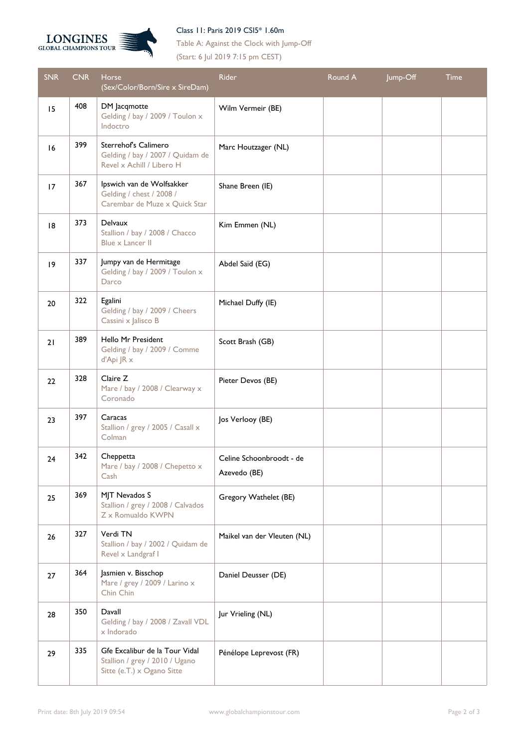Class 11: Paris 2019 CSI5* 1.60m

Table A: Against the Clock with Jump-Off

(Start: 6 Jul 2019 7:15 pm CEST)

| SNR | CNR | Horse (Sex/Color/Born/Sire x SireDam) | Rider | Round A | Jump-Off | Time |
|---|---|---|---|---|---|---|
| 15 | 408 | DM Jacqmotte Gelding / bay / 2009 / Toulon x Indoctro | Wilm Vermeir (BE) | | | |
| 16 | 399 | Sterrehof's Calimero Gelding / bay / 2007 / Quidam de Revel x Achill / Libero H | Marc Houtzager (NL) | | | |
| 17 | 367 | Ipswich van de Wolfsakker Gelding / chest / 2008 / Carembar de Muze x Quick Star | Shane Breen (IE) | | | |
| 18 | 373 | Delvaux Stallion / bay / 2008 / Chacco Blue x Lancer II | Kim Emmen (NL) | | | |
| 19 | 337 | Jumpy van de Hermitage Gelding / bay / 2009 / Toulon x Darco | Abdel Saïd (EG) | | | |
| 20 | 322 | Egalini Gelding / bay / 2009 / Cheers Cassini x Jalisco B | Michael Duffy (IE) | | | |
| 21 | 389 | Hello Mr President Gelding / bay / 2009 / Comme d'Api JR x | Scott Brash (GB) | | | |
| 22 | 328 | Claire Z Mare / bay / 2008 / Clearway x Coronado | Pieter Devos (BE) | | | |
| 23 | 397 | Caracas Stallion / grey / 2005 / Casall x Colman | Jos Verlooy (BE) | | | |
| 24 | 342 | Cheppetta Mare / bay / 2008 / Chepetto x Cash | Celine Schoonbroodt - de Azevedo (BE) | | | |
| 25 | 369 | MJT Nevados S Stallion / grey / 2008 / Calvados Z x Romualdo KWPN | Gregory Wathelet (BE) | | | |
| 26 | 327 | Verdi TN Stallion / bay / 2002 / Quidam de Revel x Landgraf I | Maikel van der Vleuten (NL) | | | |
| 27 | 364 | Jasmien v. Bisschop Mare / grey / 2009 / Larino x Chin Chin | Daniel Deusser (DE) | | | |
| 28 | 350 | Davall Gelding / bay / 2008 / Zavall VDL x Indorado | Jur Vrieling (NL) | | | |
| 29 | 335 | Gfe Excalibur de la Tour Vidal Stallion / grey / 2010 / Ugano Sitte (e.T.) x Ogano Sitte | Pénélope Leprevost (FR) | | | |

Print date: 8th July 2019 09:54 www.globalchampionstour.com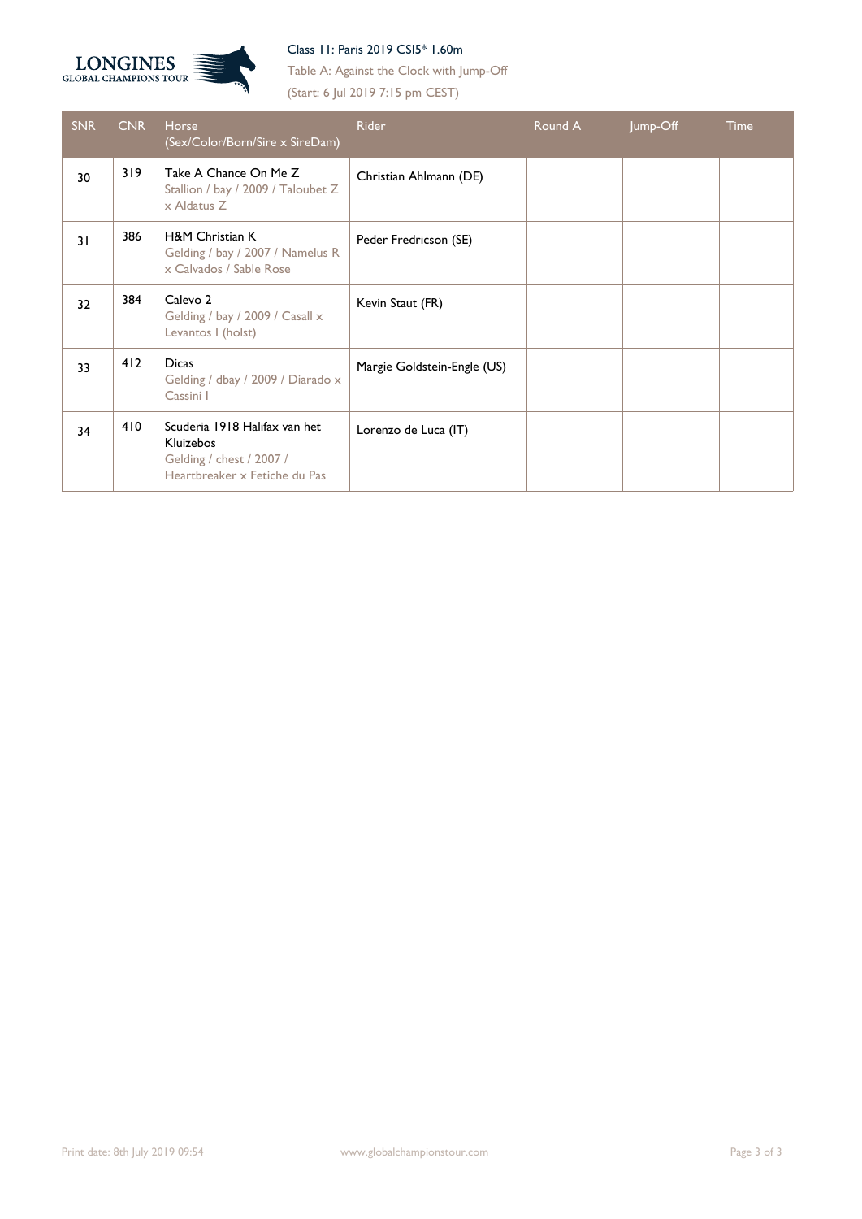LONGINES GLOBAL CHAMPIONS TOUR

Class 11: Paris 2019 CSI5* 1.60m

Table A: Against the Clock with Jump-Off

(Start: 6 Jul 2019 7:15 pm CEST)

| SNR | CNR | Horse (Sex/Color/Born/Sire x SireDam) | Rider | Round A | Jump-Off | Time |
|---|---|---|---|---|---|---|
| 30 | 319 | Take A Chance On Me Z<br>Stallion / bay / 2009 / Taloubet Z x Aldatus Z | Christian Ahlmann (DE) | | | |
| 31 | 386 | H&M Christian K<br>Gelding / bay / 2007 / Namelus R x Calvados / Sable Rose | Peder Fredricson (SE) | | | |
| 32 | 384 | Calevo 2<br>Gelding / bay / 2009 / Casall x Levantos I (holst) | Kevin Staut (FR) | | | |
| 33 | 412 | Dicas<br>Gelding / dbay / 2009 / Diarado x Cassini I | Margie Goldstein-Engle (US) | | | |
| 34 | 410 | Scuderia 1918 Halifax van het Kluizebos<br>Gelding / chest / 2007 / Heartbreaker x Fetiche du Pas | Lorenzo de Luca (IT) | | | |

Print date: 8th July 2019 09:54    www.globalchampionstour.com